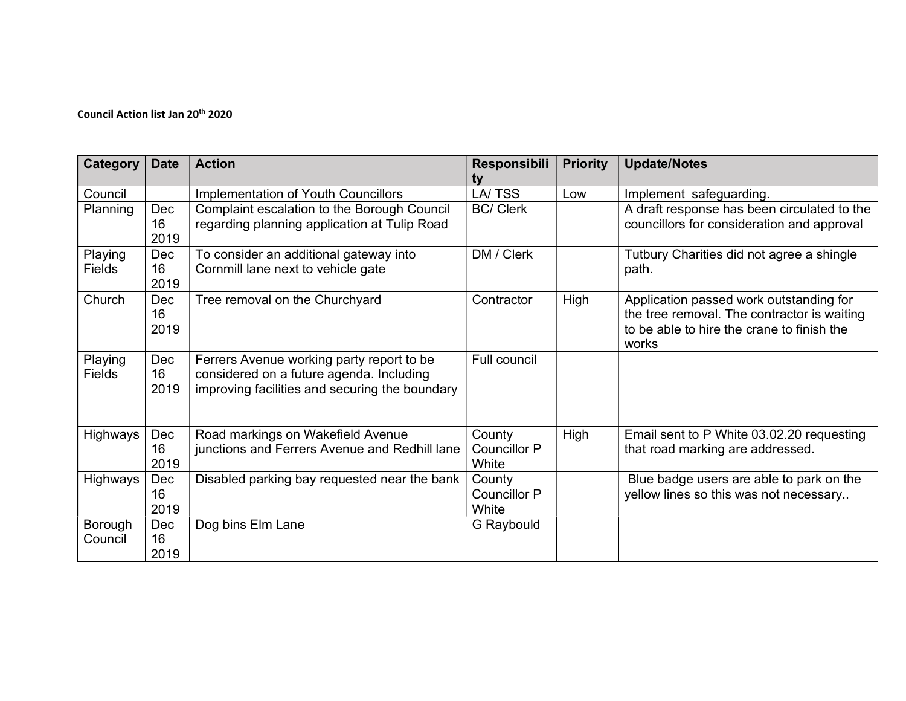**Council Action list Jan 20th 2020**

| Category | Date | Action | Responsibility | Priority | Update/Notes |
|---|---|---|---|---|---|
| Council | | Implementation of Youth Councillors | LA/ TSS | Low | Implement safeguarding. |
| Planning | Dec 16 2019 | Complaint escalation to the Borough Council regarding planning application at Tulip Road | BC/ Clerk | | A draft response has been circulated to the councillors for consideration and approval |
| Playing Fields | Dec 16 2019 | To consider an additional gateway into Cornmill lane next to vehicle gate | DM / Clerk | | Tutbury Charities did not agree a shingle path. |
| Church | Dec 16 2019 | Tree removal on the Churchyard | Contractor | High | Application passed work outstanding for the tree removal. The contractor is waiting to be able to hire the crane to finish the works |
| Playing Fields | Dec 16 2019 | Ferrers Avenue working party report to be considered on a future agenda. Including improving facilities and securing the boundary | Full council | | |
| Highways | Dec 16 2019 | Road markings on Wakefield Avenue junctions and Ferrers Avenue and Redhill lane | County Councillor P White | High | Email sent to P White 03.02.20 requesting that road marking are addressed. |
| Highways | Dec 16 2019 | Disabled parking bay requested near the bank | County Councillor P White | | Blue badge users are able to park on the yellow lines so this was not necessary.. |
| Borough Council | Dec 16 2019 | Dog bins Elm Lane | G Raybould | | |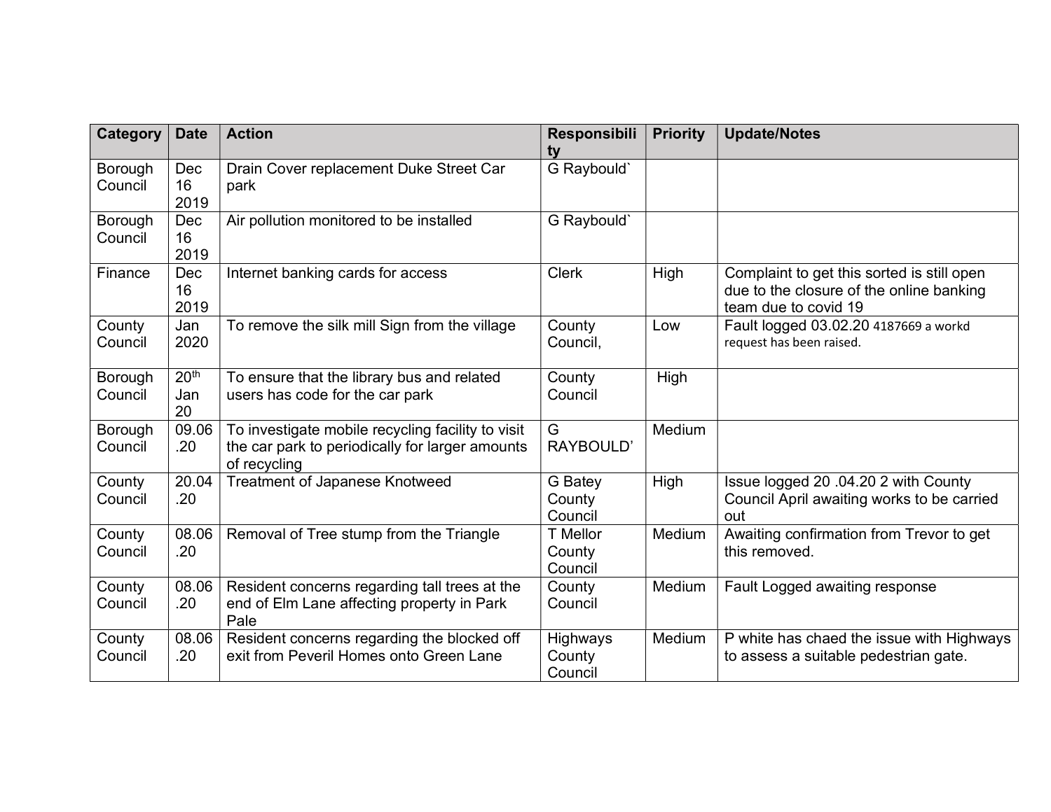| Category | Date | Action | Responsibility | Priority | Update/Notes |
|---|---|---|---|---|---|
| Borough Council | Dec 16 2019 | Drain Cover replacement Duke Street Car park | G Raybould` | | |
| Borough Council | Dec 16 2019 | Air pollution monitored to be installed | G Raybould` | | |
| Finance | Dec 16 2019 | Internet banking cards for access | Clerk | High | Complaint to get this sorted is still open due to the closure of the online banking team due to covid 19 |
| County Council | Jan 2020 | To remove the silk mill Sign from the village | County Council, | Low | Fault logged 03.02.20 4187669 a workd request has been raised. |
| Borough Council | 20th Jan 20 | To ensure that the library bus and related users has code for the car park | County Council | High | |
| Borough Council | 09.06 .20 | To investigate mobile recycling facility to visit the car park to periodically for larger amounts of recycling | G RAYBOULD' | Medium | |
| County Council | 20.04 .20 | Treatment of Japanese Knotweed | G Batey County Council | High | Issue logged 20 .04.20 2 with County Council April awaiting works to be carried out |
| County Council | 08.06 .20 | Removal of Tree stump from the Triangle | T Mellor County Council | Medium | Awaiting confirmation from Trevor to get this removed. |
| County Council | 08.06 .20 | Resident concerns regarding tall trees at the end of Elm Lane affecting property in Park Pale | County Council | Medium | Fault Logged awaiting response |
| County Council | 08.06 .20 | Resident concerns regarding the blocked off exit from Peveril Homes onto Green Lane | Highways County Council | Medium | P white has chaed the issue with Highways to assess a suitable pedestrian gate. |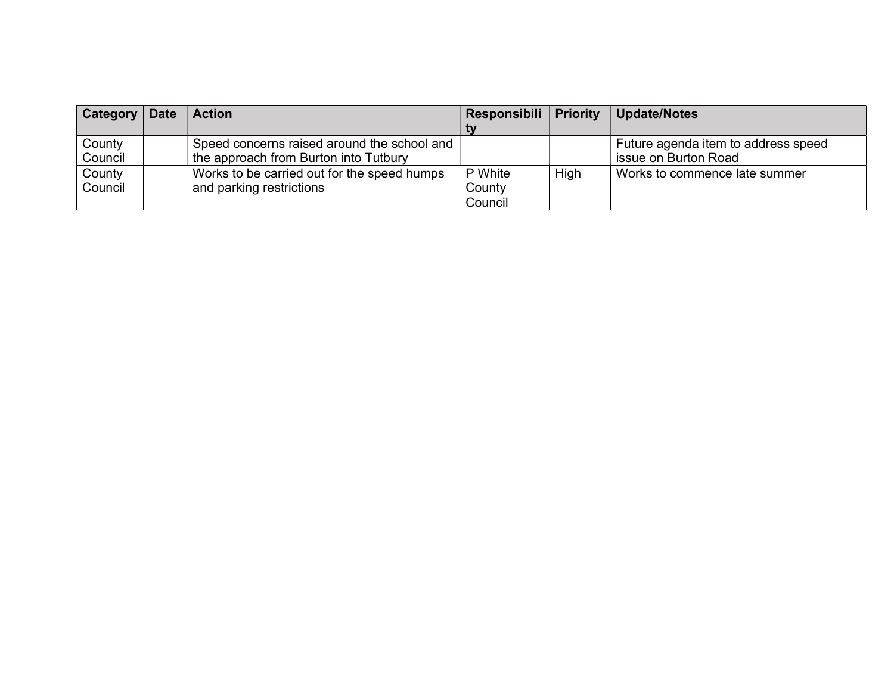| Category | Date | Action | Responsibility | Priority | Update/Notes |
|---|---|---|---|---|---|
| County Council | | Speed concerns raised around the school and the approach from Burton into Tutbury | | | Future agenda item to address speed issue on Burton Road |
| County Council | | Works to be carried out for the speed humps and parking restrictions | P White County Council | High | Works to commence late summer |